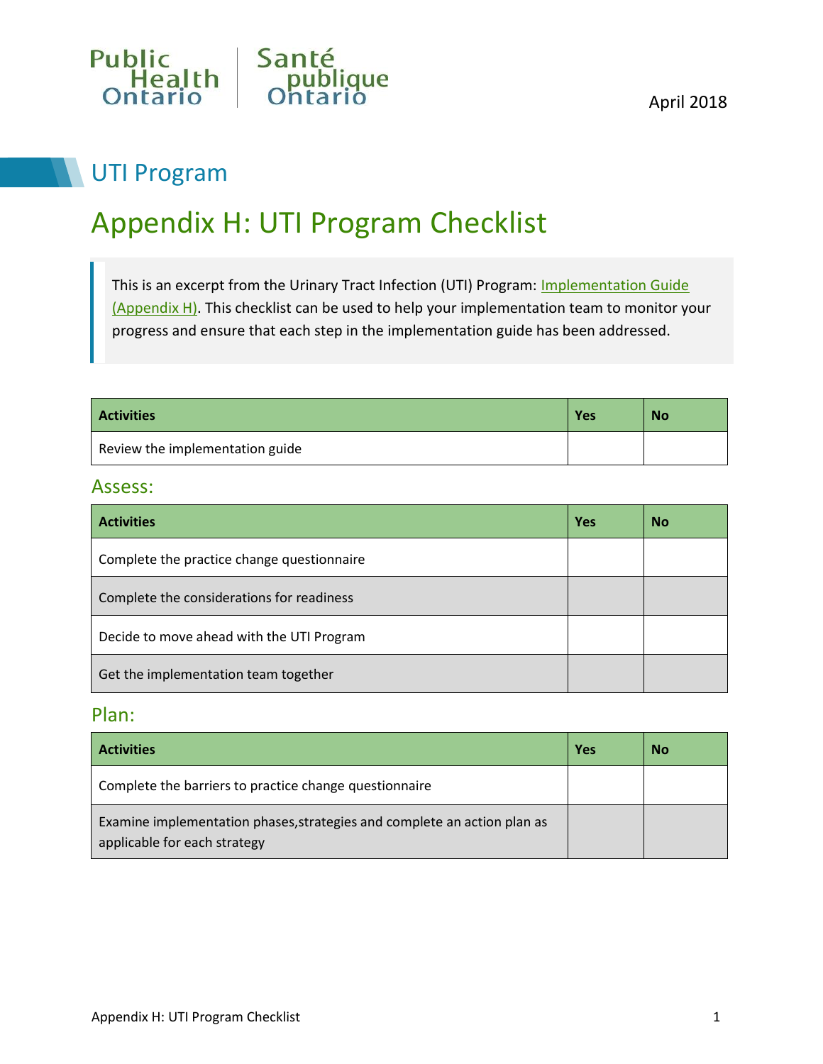Public Health Ontario | Santé publique Ontario

April 2018

## UTI Program

# Appendix H: UTI Program Checklist

> This is an excerpt from the Urinary Tract Infection (UTI) Program: [Implementation Guide (Appendix H)](). This checklist can be used to help your implementation team to monitor your progress and ensure that each step in the implementation guide has been addressed.

| Activities | Yes | No |
|---|---|---|
| Review the implementation guide | | |

### Assess:

| Activities | Yes | No |
|---|---|---|
| Complete the practice change questionnaire | | |
| Complete the considerations for readiness | | |
| Decide to move ahead with the UTI Program | | |
| Get the implementation team together | | |

### Plan:

| Activities | Yes | No |
|---|---|---|
| Complete the barriers to practice change questionnaire | | |
| Examine implementation phases,strategies and complete an action plan as applicable for each strategy | | |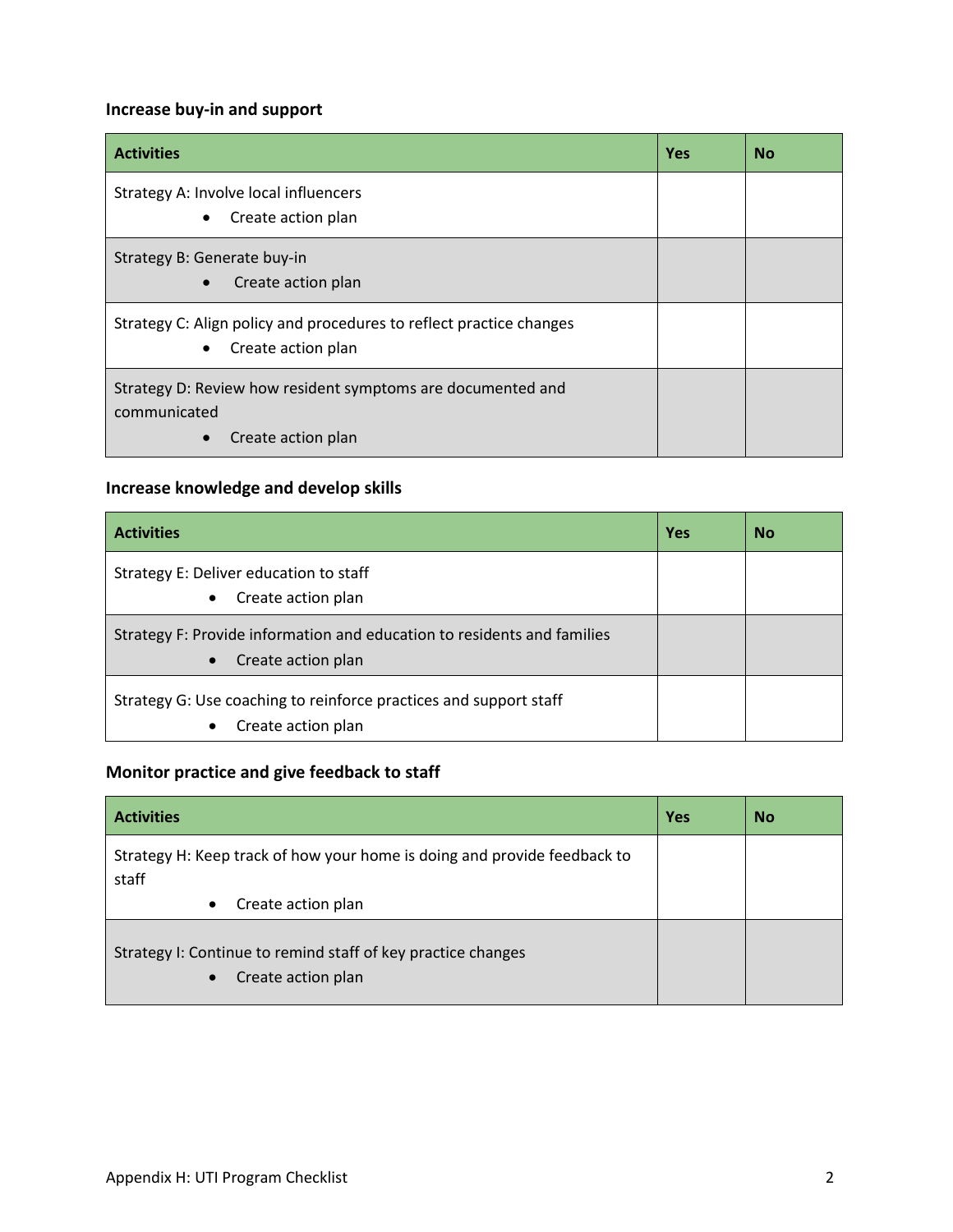### Increase buy-in and support

| Activities | Yes | No |
|---|---|---|
| Strategy A: Involve local influencers<br>• Create action plan | | |
| Strategy B: Generate buy-in<br>• Create action plan | | |
| Strategy C: Align policy and procedures to reflect practice changes<br>• Create action plan | | |
| Strategy D: Review how resident symptoms are documented and communicated<br>• Create action plan | | |

### Increase knowledge and develop skills

| Activities | Yes | No |
|---|---|---|
| Strategy E: Deliver education to staff<br>• Create action plan | | |
| Strategy F: Provide information and education to residents and families<br>• Create action plan | | |
| Strategy G: Use coaching to reinforce practices and support staff<br>• Create action plan | | |

### Monitor practice and give feedback to staff

| Activities | Yes | No |
|---|---|---|
| Strategy H: Keep track of how your home is doing and provide feedback to staff<br>• Create action plan | | |
| Strategy I: Continue to remind staff of key practice changes<br>• Create action plan | | |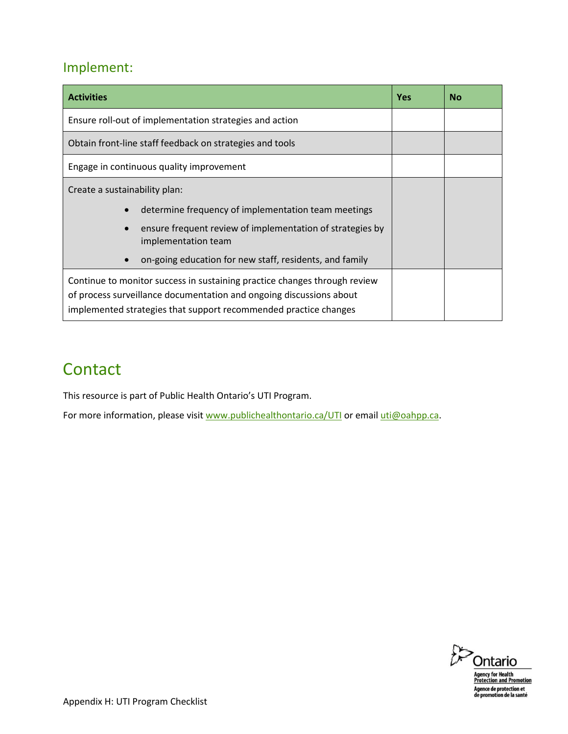## Implement:

| Activities | Yes | No |
|---|---|---|
| Ensure roll-out of implementation strategies and action | | |
| Obtain front-line staff feedback on strategies and tools | | |
| Engage in continuous quality improvement | | |
| Create a sustainability plan:<br>• determine frequency of implementation team meetings<br>• ensure frequent review of implementation of strategies by implementation team<br>• on-going education for new staff, residents, and family | | |
| Continue to monitor success in sustaining practice changes through review of process surveillance documentation and ongoing discussions about implemented strategies that support recommended practice changes | | |

# Contact

This resource is part of Public Health Ontario's UTI Program.

For more information, please visit [www.publichealthontario.ca/UTI](http://www.publichealthontario.ca/UTI) or email [uti@oahpp.ca](mailto:uti@oahpp.ca).